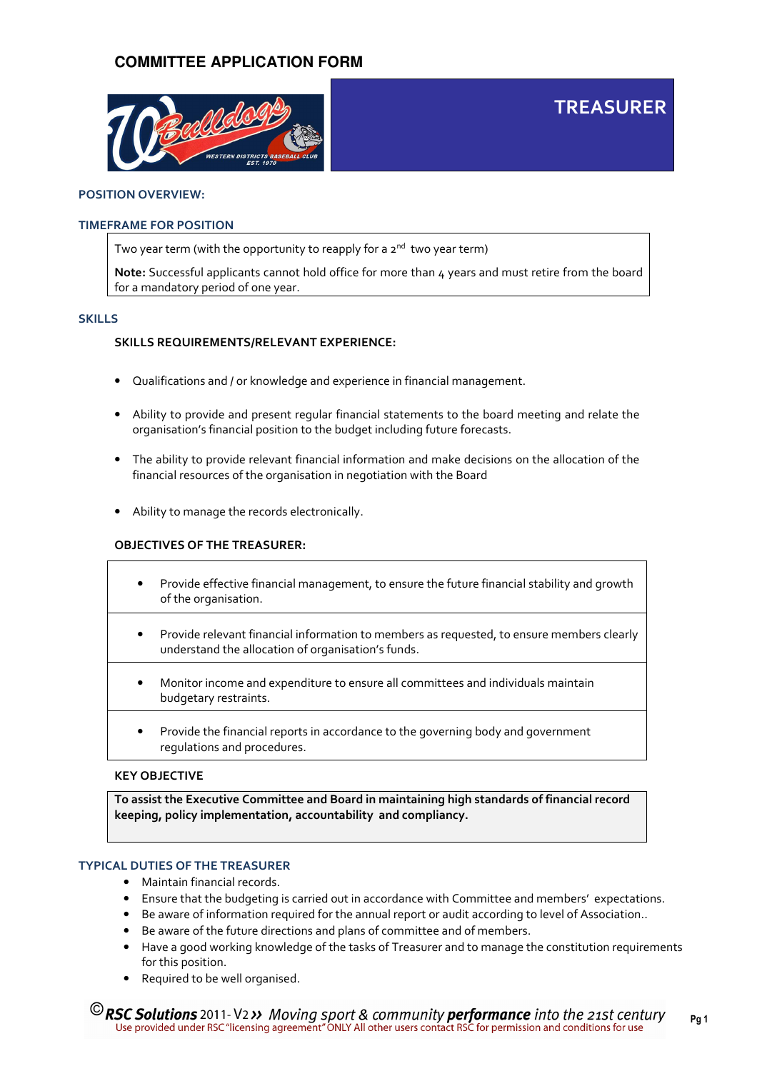# COMMITTEE APPLICATION FORM

## TREASURER

### POSITION OVERVIEW:

### TIMEFRAME FOR POSITION

Two year term (with the opportunity to reapply for a 2nd two year term)

**Note:** Successful applicants cannot hold office for more than 4 years and must retire from the board for a mandatory period of one year.

### SKILLS

**SKILLS REQUIREMENTS/RELEVANT EXPERIENCE:**

- Qualifications and / or knowledge and experience in financial management.
- Ability to provide and present regular financial statements to the board meeting and relate the organisation's financial position to the budget including future forecasts.
- The ability to provide relevant financial information and make decisions on the allocation of the financial resources of the organisation in negotiation with the Board
- Ability to manage the records electronically.

**OBJECTIVES OF THE TREASURER:**

- Provide effective financial management, to ensure the future financial stability and growth of the organisation.
- Provide relevant financial information to members as requested, to ensure members clearly understand the allocation of organisation's funds.
- Monitor income and expenditure to ensure all committees and individuals maintain budgetary restraints.
- Provide the financial reports in accordance to the governing body and government regulations and procedures.

**KEY OBJECTIVE**

**To assist the Executive Committee and Board in maintaining high standards of financial record keeping, policy implementation, accountability and compliancy.**

### TYPICAL DUTIES OF THE TREASURER

- Maintain financial records.
- Ensure that the budgeting is carried out in accordance with Committee and members' expectations.
- Be aware of information required for the annual report or audit according to level of Association..
- Be aware of the future directions and plans of committee and of members.
- Have a good working knowledge of the tasks of Treasurer and to manage the constitution requirements for this position.
- Required to be well organised.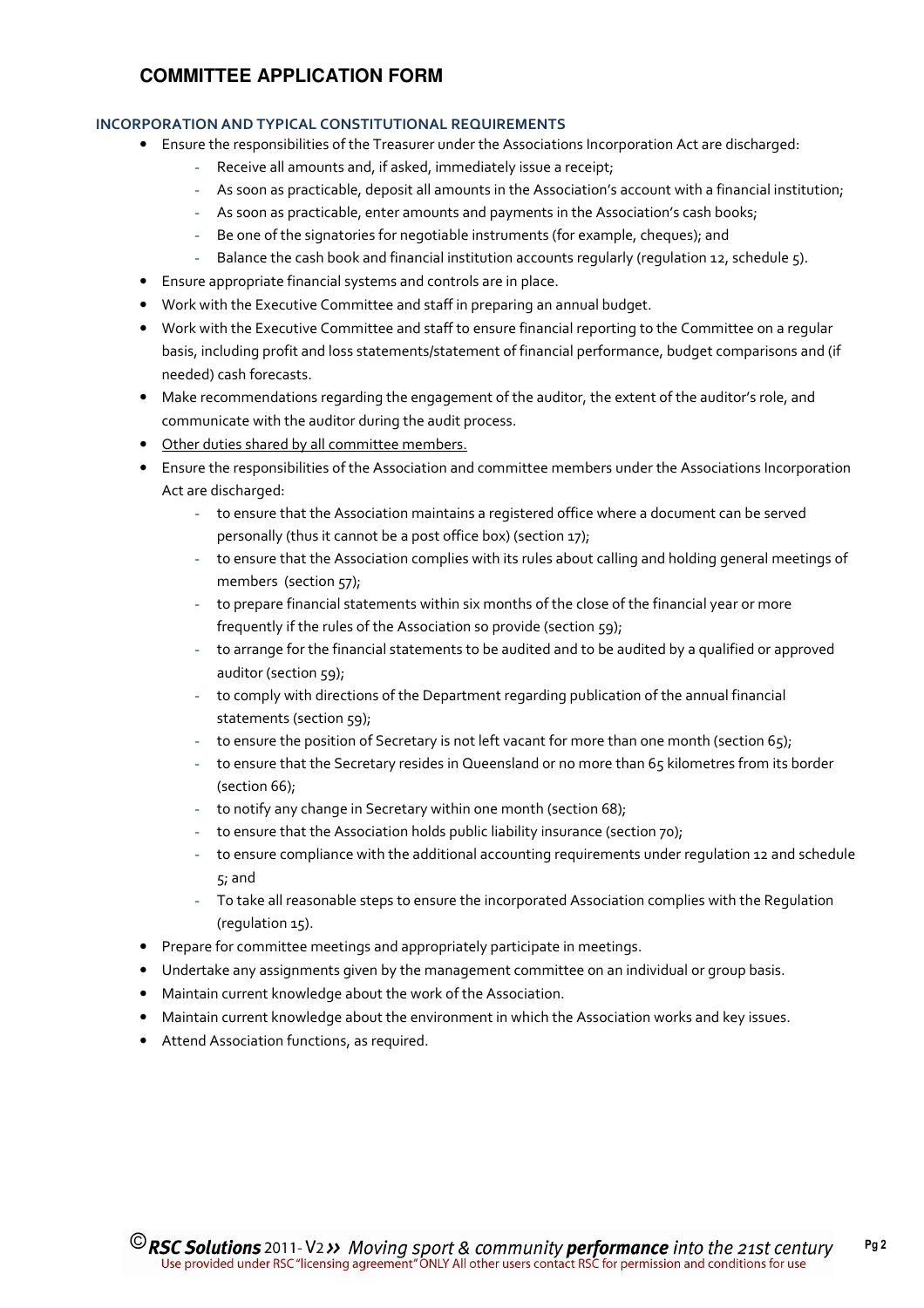## COMMITTEE APPLICATION FORM

### INCORPORATION AND TYPICAL CONSTITUTIONAL REQUIREMENTS

- Ensure the responsibilities of the Treasurer under the Associations Incorporation Act are discharged:
  - Receive all amounts and, if asked, immediately issue a receipt;
  - As soon as practicable, deposit all amounts in the Association's account with a financial institution;
  - As soon as practicable, enter amounts and payments in the Association's cash books;
  - Be one of the signatories for negotiable instruments (for example, cheques); and
  - Balance the cash book and financial institution accounts regularly (regulation 12, schedule 5).
- Ensure appropriate financial systems and controls are in place.
- Work with the Executive Committee and staff in preparing an annual budget.
- Work with the Executive Committee and staff to ensure financial reporting to the Committee on a regular basis, including profit and loss statements/statement of financial performance, budget comparisons and (if needed) cash forecasts.
- Make recommendations regarding the engagement of the auditor, the extent of the auditor's role, and communicate with the auditor during the audit process.
- <u>Other duties shared by all committee members.</u>
- Ensure the responsibilities of the Association and committee members under the Associations Incorporation Act are discharged:
  - to ensure that the Association maintains a registered office where a document can be served personally (thus it cannot be a post office box) (section 17);
  - to ensure that the Association complies with its rules about calling and holding general meetings of members (section 57);
  - to prepare financial statements within six months of the close of the financial year or more frequently if the rules of the Association so provide (section 59);
  - to arrange for the financial statements to be audited and to be audited by a qualified or approved auditor (section 59);
  - to comply with directions of the Department regarding publication of the annual financial statements (section 59);
  - to ensure the position of Secretary is not left vacant for more than one month (section 65);
  - to ensure that the Secretary resides in Queensland or no more than 65 kilometres from its border (section 66);
  - to notify any change in Secretary within one month (section 68);
  - to ensure that the Association holds public liability insurance (section 70);
  - to ensure compliance with the additional accounting requirements under regulation 12 and schedule 5; and
  - To take all reasonable steps to ensure the incorporated Association complies with the Regulation (regulation 15).
- Prepare for committee meetings and appropriately participate in meetings.
- Undertake any assignments given by the management committee on an individual or group basis.
- Maintain current knowledge about the work of the Association.
- Maintain current knowledge about the environment in which the Association works and key issues.
- Attend Association functions, as required.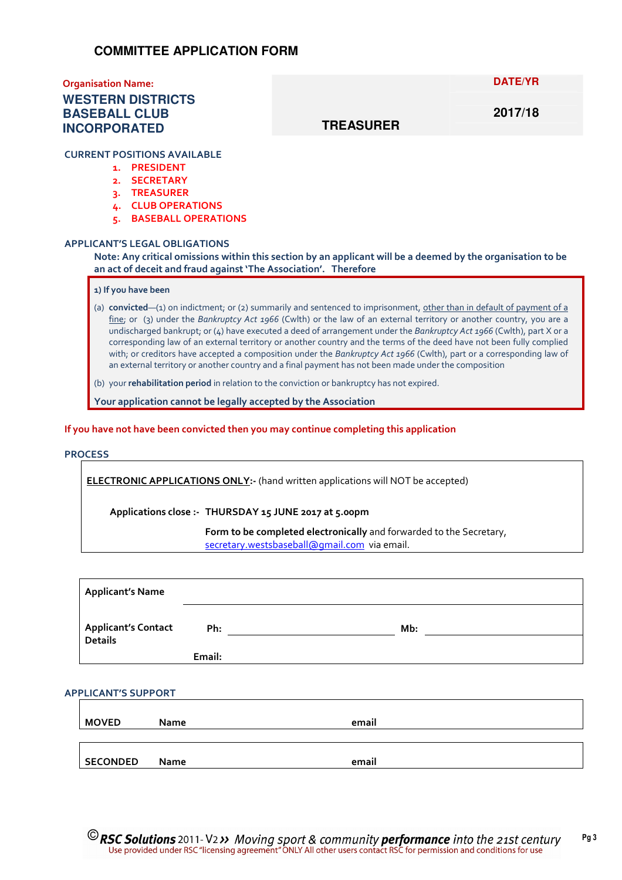# COMMITTEE APPLICATION FORM

| Organisation Name: | | DATE/YR |
|---|---|---|
| **WESTERN DISTRICTS BASEBALL CLUB INCORPORATED** | **TREASURER** | **2017/18** |

## CURRENT POSITIONS AVAILABLE

1. PRESIDENT
2. SECRETARY
3. TREASURER
4. CLUB OPERATIONS
5. BASEBALL OPERATIONS

## APPLICANT'S LEGAL OBLIGATIONS

**Note: Any critical omissions within this section by an applicant will be a deemed by the organisation to be an act of deceit and fraud against 'The Association'. Therefore**

**1) If you have been**

(a) **convicted**—(1) on indictment; or (2) summarily and sentenced to imprisonment, other than in default of payment of a fine; or (3) under the *Bankruptcy Act 1966* (Cwlth) or the law of an external territory or another country, you are a undischarged bankrupt; or (4) have executed a deed of arrangement under the *Bankruptcy Act 1966* (Cwlth), part X or a corresponding law of an external territory or another country and the terms of the deed have not been fully complied with; or creditors have accepted a composition under the *Bankruptcy Act 1966* (Cwlth), part or a corresponding law of an external territory or another country and a final payment has not been made under the composition

(b) your **rehabilitation period** in relation to the conviction or bankruptcy has not expired.

**Your application cannot be legally accepted by the Association**

**If you have not have been convicted then you may continue completing this application**

## PROCESS

**ELECTRONIC APPLICATIONS ONLY:-** (hand written applications will NOT be accepted)

**Applications close :- THURSDAY 15 JUNE 2017 at 5.00pm**

**Form to be completed electronically** and forwarded to the Secretary, secretary.westsbaseball@gmail.com via email.

| | | | |
|---|---|---|---|
| **Applicant's Name** | | | |
| **Applicant's Contact Details** | **Ph:** | | **Mb:** |
| | **Email:** | | |

## APPLICANT'S SUPPORT

| | | |
|---|---|---|
| **MOVED** | **Name** | **email** |
| **SECONDED** | **Name** | **email** |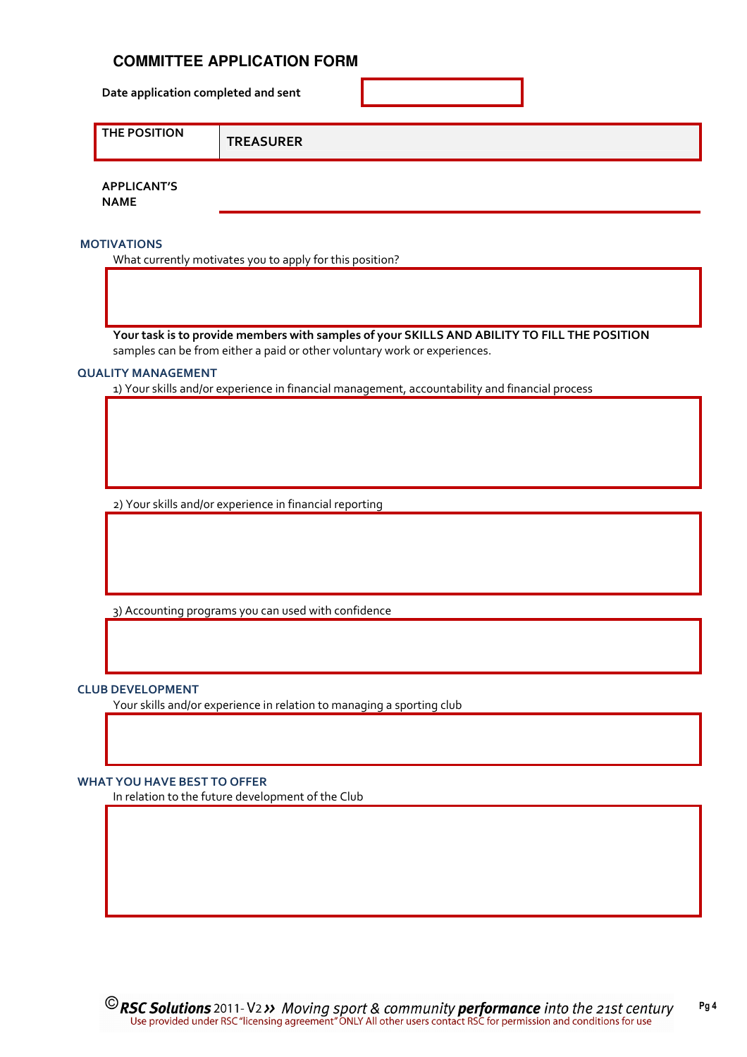# COMMITTEE APPLICATION FORM

**Date application completed and sent**

| | |
|---|---|
| **THE POSITION** | **TREASURER** |

**APPLICANT'S NAME**

## MOTIVATIONS

What currently motivates you to apply for this position?

**Your task is to provide members with samples of your SKILLS AND ABILITY TO FILL THE POSITION** samples can be from either a paid or other voluntary work or experiences.

## QUALITY MANAGEMENT

1) Your skills and/or experience in financial management, accountability and financial process

2) Your skills and/or experience in financial reporting

3) Accounting programs you can used with confidence

## CLUB DEVELOPMENT

Your skills and/or experience in relation to managing a sporting club

## WHAT YOU HAVE BEST TO OFFER

In relation to the future development of the Club

©RSC Solutions 2011- V2 ›› Moving sport & community performance into the 21st century
Use provided under RSC "licensing agreement" ONLY All other users contact RSC for permission and conditions for use